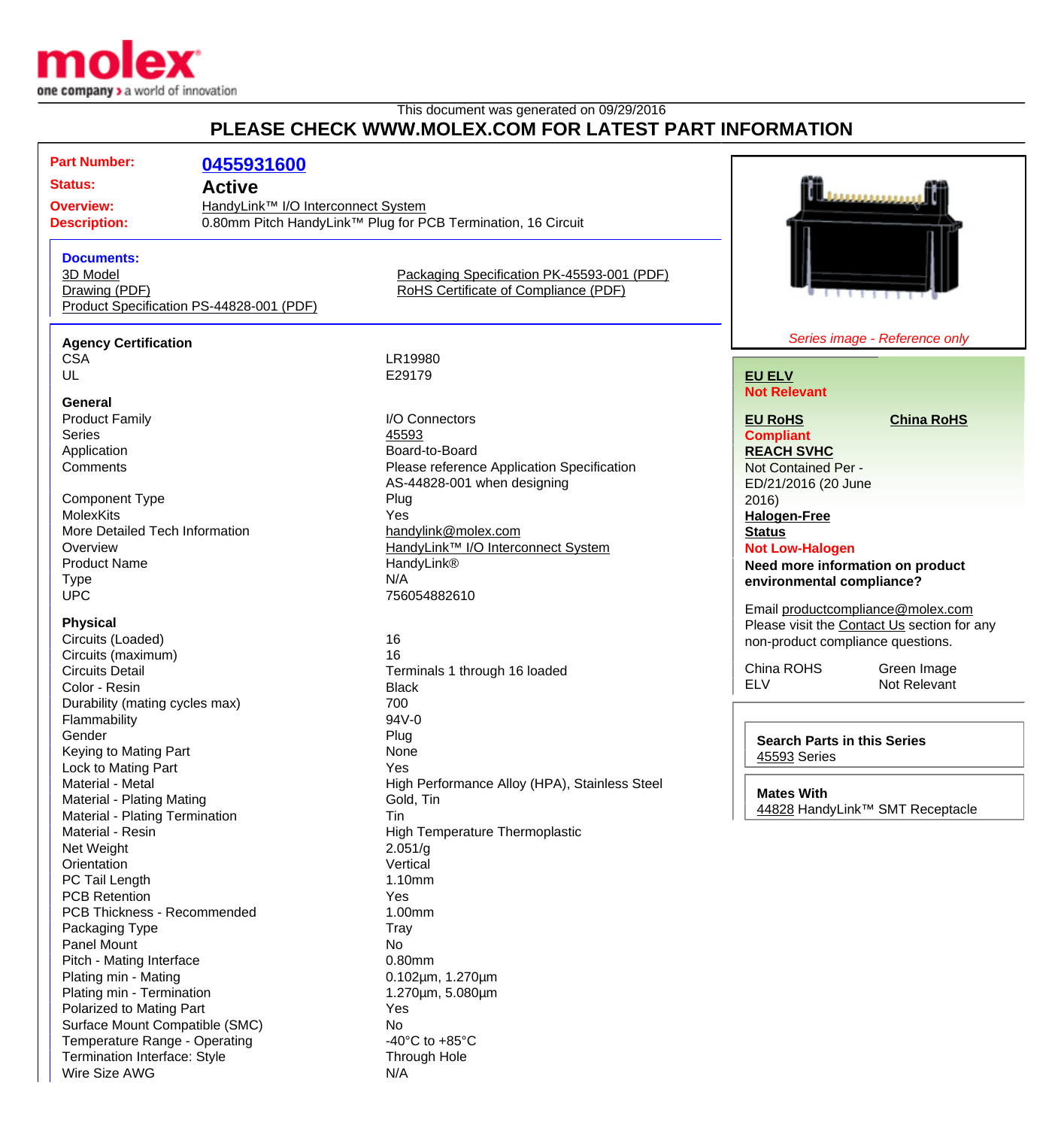This document was generated on 09/29/2016

# PLEASE CHECK WWW.MOLEX.COM FOR LATEST PART INFORMATION

**Part Number:** 0455931600
**Status:** Active
**Overview:** HandyLink™ I/O Interconnect System
**Description:** 0.80mm Pitch HandyLink™ Plug for PCB Termination, 16 Circuit

**Documents:**
- 3D Model
- Drawing (PDF)
- Product Specification PS-44828-001 (PDF)
- Packaging Specification PK-45593-001 (PDF)
- RoHS Certificate of Compliance (PDF)

*Series image - Reference only*

**EU ELV**
**Not Relevant**

**EU RoHS**
**Compliant**

**China RoHS**

**REACH SVHC**
Not Contained Per - ED/21/2016 (20 June 2016)

**Halogen-Free Status**
**Not Low-Halogen**

**Need more information on product environmental compliance?**

Email productcompliance@molex.com
Please visit the Contact Us section for any non-product compliance questions.

| | |
|---|---|
| China ROHS | Green Image |
| ELV | Not Relevant |

**Search Parts in this Series**
45593 Series

**Mates With**
44828 HandyLink™ SMT Receptacle

### Agency Certification

| | |
|---|---|
| CSA | LR19980 |
| UL | E29179 |

### General

| | |
|---|---|
| Product Family | I/O Connectors |
| Series | 45593 |
| Application | Board-to-Board |
| Comments | Please reference Application Specification AS-44828-001 when designing |
| Component Type | Plug |
| MolexKits | Yes |
| More Detailed Tech Information | handylink@molex.com |
| Overview | HandyLink™ I/O Interconnect System |
| Product Name | HandyLink® |
| Type | N/A |
| UPC | 756054882610 |

### Physical

| | |
|---|---|
| Circuits (Loaded) | 16 |
| Circuits (maximum) | 16 |
| Circuits Detail | Terminals 1 through 16 loaded |
| Color - Resin | Black |
| Durability (mating cycles max) | 700 |
| Flammability | 94V-0 |
| Gender | Plug |
| Keying to Mating Part | None |
| Lock to Mating Part | Yes |
| Material - Metal | High Performance Alloy (HPA), Stainless Steel |
| Material - Plating Mating | Gold, Tin |
| Material - Plating Termination | Tin |
| Material - Resin | High Temperature Thermoplastic |
| Net Weight | 2.051/g |
| Orientation | Vertical |
| PC Tail Length | 1.10mm |
| PCB Retention | Yes |
| PCB Thickness - Recommended | 1.00mm |
| Packaging Type | Tray |
| Panel Mount | No |
| Pitch - Mating Interface | 0.80mm |
| Plating min - Mating | 0.102µm, 1.270µm |
| Plating min - Termination | 1.270µm, 5.080µm |
| Polarized to Mating Part | Yes |
| Surface Mount Compatible (SMC) | No |
| Temperature Range - Operating | -40°C to +85°C |
| Termination Interface: Style | Through Hole |
| Wire Size AWG | N/A |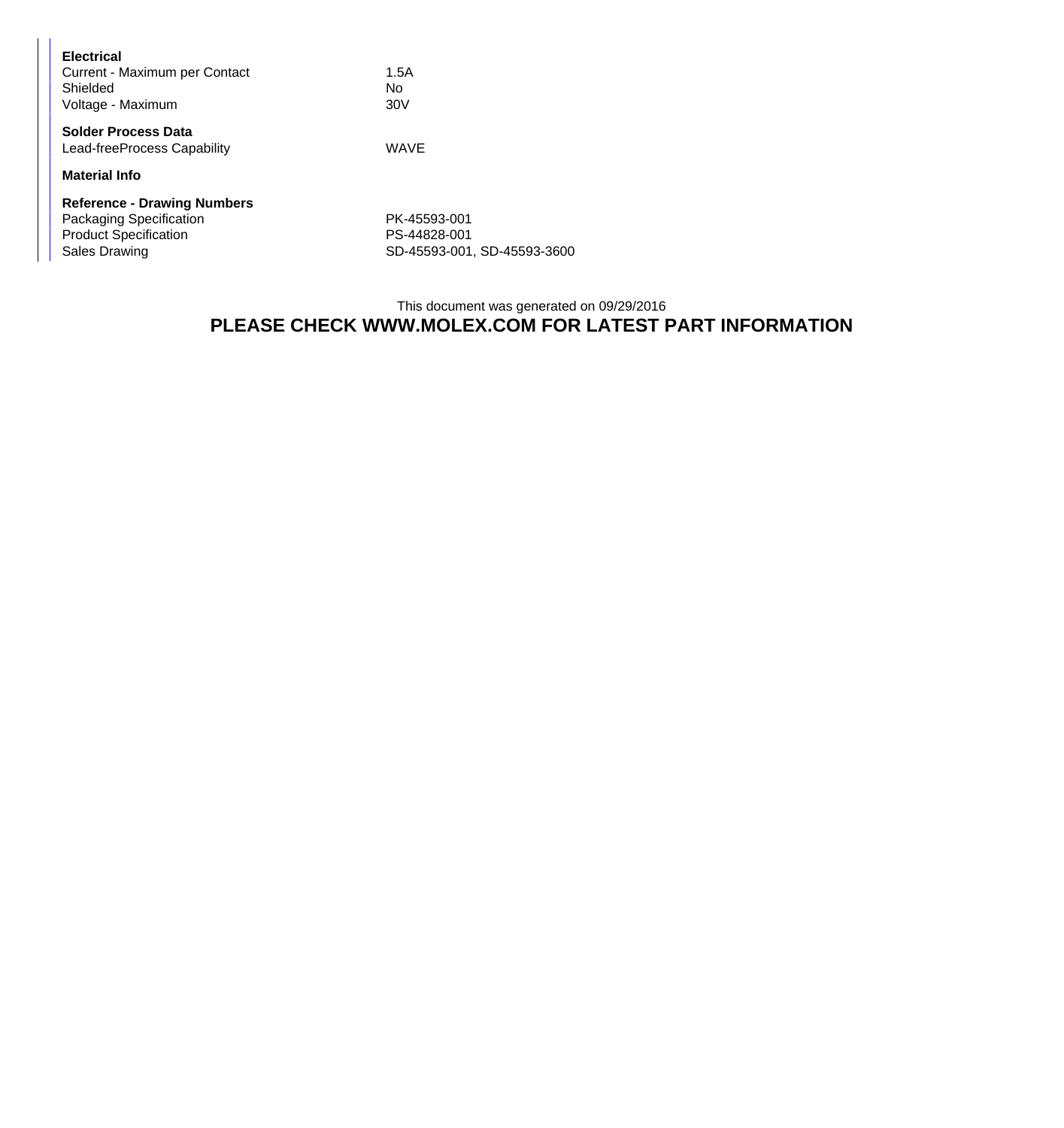**Electrical**

| | |
|---|---|
| Current - Maximum per Contact | 1.5A |
| Shielded | No |
| Voltage - Maximum | 30V |

**Solder Process Data**

| | |
|---|---|
| Lead-freeProcess Capability | WAVE |

**Material Info**

**Reference - Drawing Numbers**

| | |
|---|---|
| Packaging Specification | PK-45593-001 |
| Product Specification | PS-44828-001 |
| Sales Drawing | SD-45593-001, SD-45593-3600 |

This document was generated on 09/29/2016

**PLEASE CHECK WWW.MOLEX.COM FOR LATEST PART INFORMATION**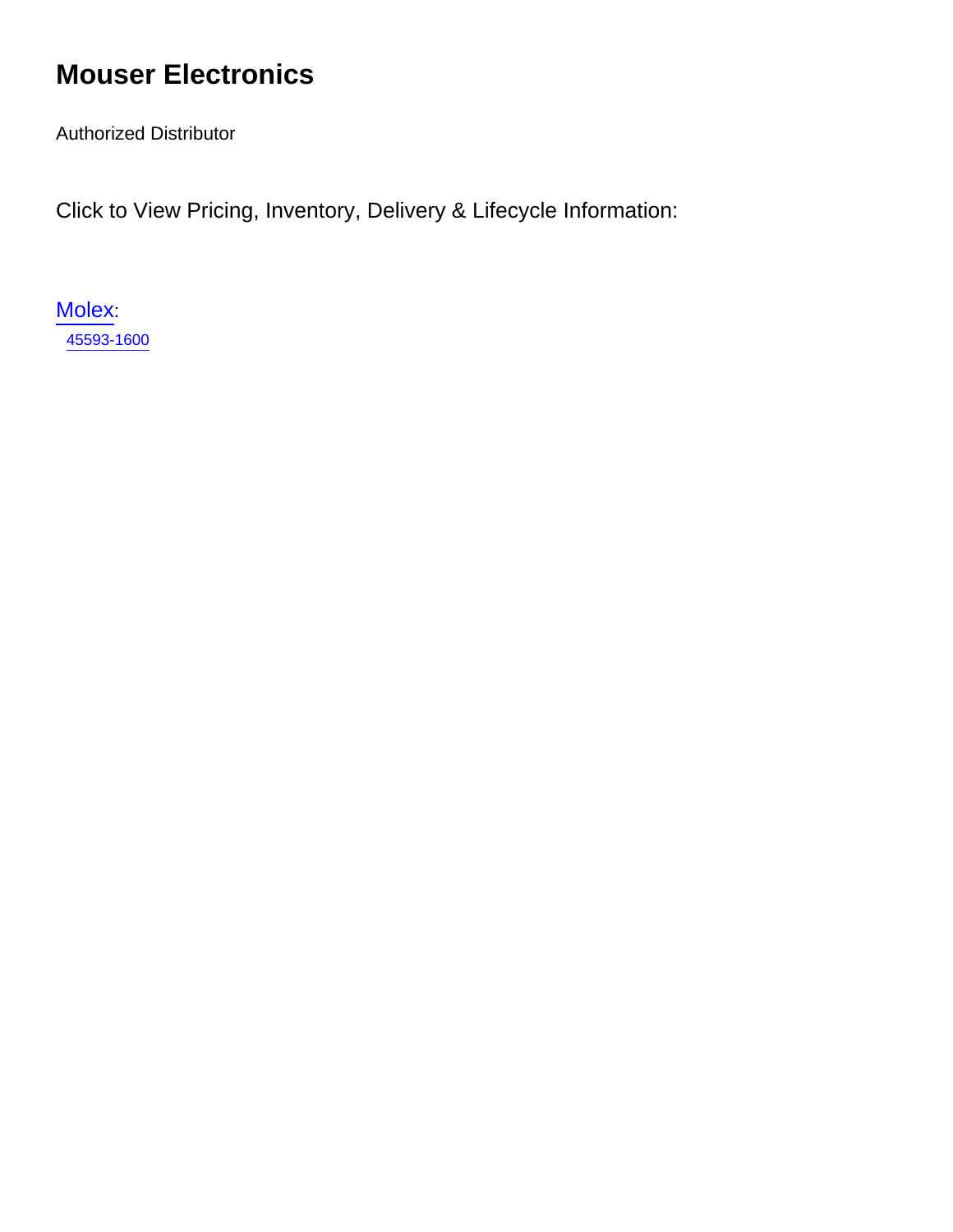# Mouser Electronics

Authorized Distributor

Click to View Pricing, Inventory, Delivery & Lifecycle Information:

Molex:

45593-1600